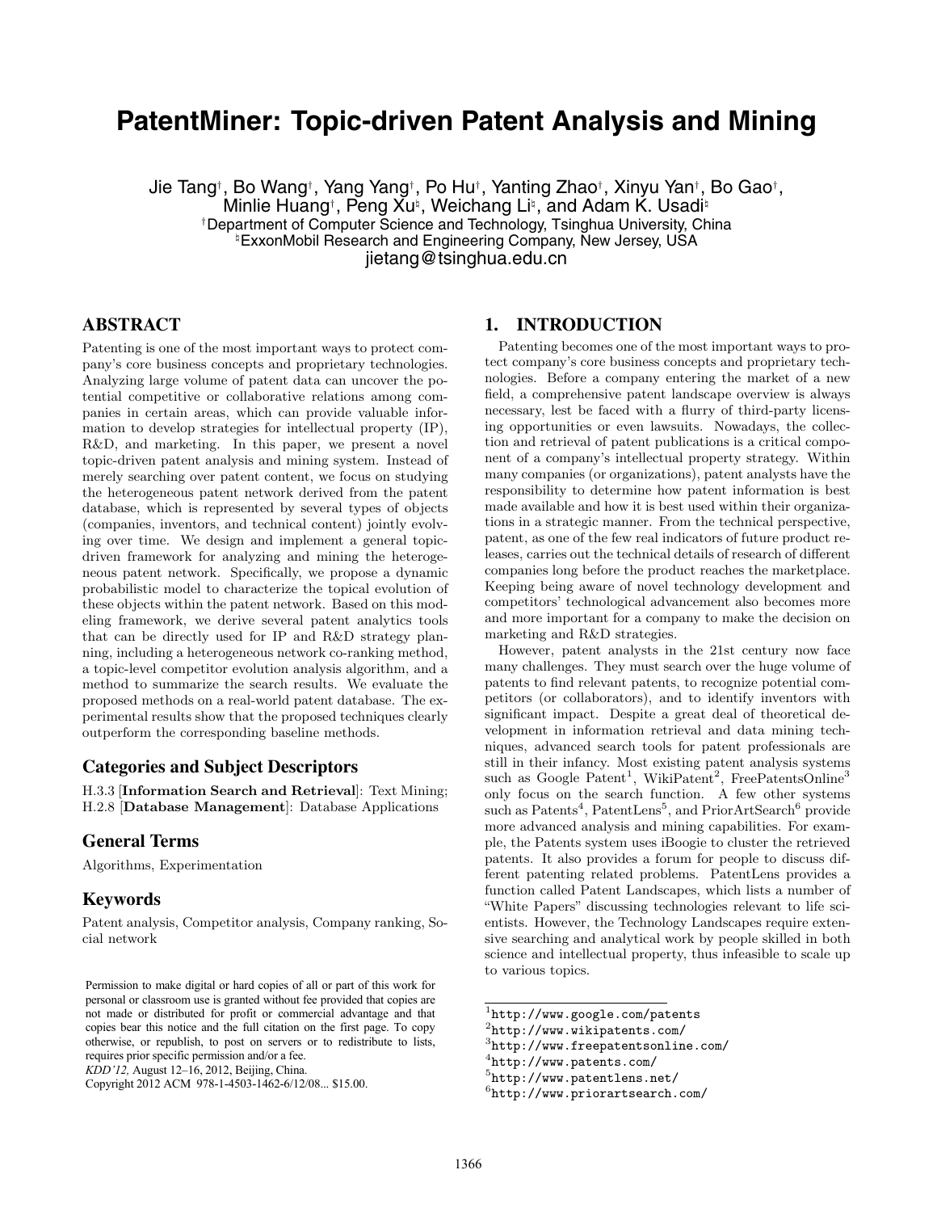# PatentMiner: Topic-driven Patent Analysis and Mining

Jie Tang[†], Bo Wang[†], Yang Yang[†], Po Hu[†], Yanting Zhao[†], Xinyu Yan[†], Bo Gao[†], Minlie Huang[†], Peng Xu[♮], Weichang Li[♮], and Adam K. Usadi[♮]

[†]Department of Computer Science and Technology, Tsinghua University, China

[♮]ExxonMobil Research and Engineering Company, New Jersey, USA

jietang@tsinghua.edu.cn

## ABSTRACT

Patenting is one of the most important ways to protect company's core business concepts and proprietary technologies. Analyzing large volume of patent data can uncover the potential competitive or collaborative relations among companies in certain areas, which can provide valuable information to develop strategies for intellectual property (IP), R&D, and marketing. In this paper, we present a novel topic-driven patent analysis and mining system. Instead of merely searching over patent content, we focus on studying the heterogeneous patent network derived from the patent database, which is represented by several types of objects (companies, inventors, and technical content) jointly evolving over time. We design and implement a general topic-driven framework for analyzing and mining the heterogeneous patent network. Specifically, we propose a dynamic probabilistic model to characterize the topical evolution of these objects within the patent network. Based on this modeling framework, we derive several patent analytics tools that can be directly used for IP and R&D strategy planning, including a heterogeneous network co-ranking method, a topic-level competitor evolution analysis algorithm, and a method to summarize the search results. We evaluate the proposed methods on a real-world patent database. The experimental results show that the proposed techniques clearly outperform the corresponding baseline methods.

### Categories and Subject Descriptors

H.3.3 [**Information Search and Retrieval**]: Text Mining; H.2.8 [**Database Management**]: Database Applications

### General Terms

Algorithms, Experimentation

### Keywords

Patent analysis, Competitor analysis, Company ranking, Social network

Permission to make digital or hard copies of all or part of this work for personal or classroom use is granted without fee provided that copies are not made or distributed for profit or commercial advantage and that copies bear this notice and the full citation on the first page. To copy otherwise, or republish, to post on servers or to redistribute to lists, requires prior specific permission and/or a fee.
*KDD'12,* August 12–16, 2012, Beijing, China.
Copyright 2012 ACM 978-1-4503-1462-6/12/08... $15.00.

## 1. INTRODUCTION

Patenting becomes one of the most important ways to protect company's core business concepts and proprietary technologies. Before a company entering the market of a new field, a comprehensive patent landscape overview is always necessary, lest be faced with a flurry of third-party licensing opportunities or even lawsuits. Nowadays, the collection and retrieval of patent publications is a critical component of a company's intellectual property strategy. Within many companies (or organizations), patent analysts have the responsibility to determine how patent information is best made available and how it is best used within their organizations in a strategic manner. From the technical perspective, patent, as one of the few real indicators of future product releases, carries out the technical details of research of different companies long before the product reaches the marketplace. Keeping being aware of novel technology development and competitors' technological advancement also becomes more and more important for a company to make the decision on marketing and R&D strategies.

However, patent analysts in the 21st century now face many challenges. They must search over the huge volume of patents to find relevant patents, to recognize potential competitors (or collaborators), and to identify inventors with significant impact. Despite a great deal of theoretical development in information retrieval and data mining techniques, advanced search tools for patent professionals are still in their infancy. Most existing patent analysis systems such as Google Patent[1], WikiPatent[2], FreePatentsOnline[3] only focus on the search function. A few other systems such as Patents[4], PatentLens[5], and PriorArtSearch[6] provide more advanced analysis and mining capabilities. For example, the Patents system uses iBoogie to cluster the retrieved patents. It also provides a forum for people to discuss different patenting related problems. PatentLens provides a function called Patent Landscapes, which lists a number of "White Papers" discussing technologies relevant to life scientists. However, the Technology Landscapes require extensive searching and analytical work by people skilled in both science and intellectual property, thus infeasible to scale up to various topics.

[1]http://www.google.com/patents
[2]http://www.wikipatents.com/
[3]http://www.freepatentsonline.com/
[4]http://www.patents.com/
[5]http://www.patentlens.net/
[6]http://www.priorartsearch.com/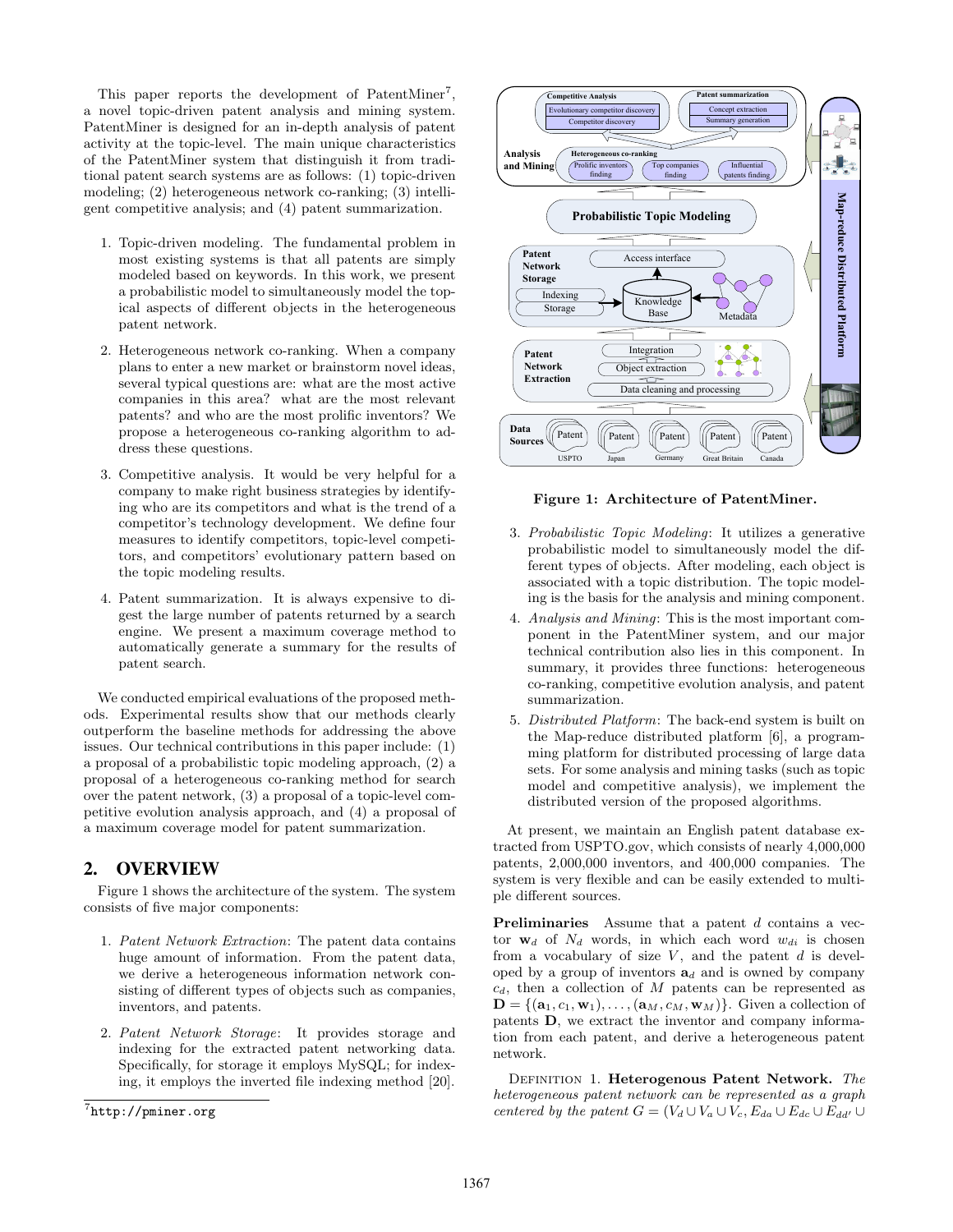This paper reports the development of PatentMiner[7], a novel topic-driven patent analysis and mining system. PatentMiner is designed for an in-depth analysis of patent activity at the topic-level. The main unique characteristics of the PatentMiner system that distinguish it from traditional patent search systems are as follows: (1) topic-driven modeling; (2) heterogeneous network co-ranking; (3) intelligent competitive analysis; and (4) patent summarization.

1. Topic-driven modeling. The fundamental problem in most existing systems is that all patents are simply modeled based on keywords. In this work, we present a probabilistic model to simultaneously model the topical aspects of different objects in the heterogeneous patent network.
2. Heterogeneous network co-ranking. When a company plans to enter a new market or brainstorm novel ideas, several typical questions are: what are the most active companies in this area? what are the most relevant patents? and who are the most prolific inventors? We propose a heterogeneous co-ranking algorithm to address these questions.
3. Competitive analysis. It would be very helpful for a company to make right business strategies by identifying who are its competitors and what is the trend of a competitor's technology development. We define four measures to identify competitors, topic-level competitors, and competitors' evolutionary pattern based on the topic modeling results.
4. Patent summarization. It is always expensive to digest the large number of patents returned by a search engine. We present a maximum coverage method to automatically generate a summary for the results of patent search.

We conducted empirical evaluations of the proposed methods. Experimental results show that our methods clearly outperform the baseline methods for addressing the above issues. Our technical contributions in this paper include: (1) a proposal of a probabilistic topic modeling approach, (2) a proposal of a heterogeneous co-ranking method for search over the patent network, (3) a proposal of a topic-level competitive evolution analysis approach, and (4) a proposal of a maximum coverage model for patent summarization.

## 2. OVERVIEW

Figure 1 shows the architecture of the system. The system consists of five major components:

1. *Patent Network Extraction*: The patent data contains huge amount of information. From the patent data, we derive a heterogeneous information network consisting of different types of objects such as companies, inventors, and patents.
2. *Patent Network Storage*: It provides storage and indexing for the extracted patent networking data. Specifically, for storage it employs MySQL; for indexing, it employs the inverted file indexing method [20].

[7] http://pminer.org

**Figure 1: Architecture of PatentMiner.**

3. *Probabilistic Topic Modeling*: It utilizes a generative probabilistic model to simultaneously model the different types of objects. After modeling, each object is associated with a topic distribution. The topic modeling is the basis for the analysis and mining component.
4. *Analysis and Mining*: This is the most important component in the PatentMiner system, and our major technical contribution also lies in this component. In summary, it provides three functions: heterogeneous co-ranking, competitive evolution analysis, and patent summarization.
5. *Distributed Platform*: The back-end system is built on the Map-reduce distributed platform [6], a programming platform for distributed processing of large data sets. For some analysis and mining tasks (such as topic model and competitive analysis), we implement the distributed version of the proposed algorithms.

At present, we maintain an English patent database extracted from USPTO.gov, which consists of nearly 4,000,000 patents, 2,000,000 inventors, and 400,000 companies. The system is very flexible and can be easily extended to multiple different sources.

**Preliminaries** Assume that a patent $d$ contains a vector $\mathbf{w}_d$ of $N_d$ words, in which each word $w_{di}$ is chosen from a vocabulary of size $V$, and the patent $d$ is developed by a group of inventors $\mathbf{a}_d$ and is owned by company $c_d$, then a collection of $M$ patents can be represented as $\mathbf{D} = \{(\mathbf{a}_1, c_1, \mathbf{w}_1), \ldots, (\mathbf{a}_M, c_M, \mathbf{w}_M)\}$. Given a collection of patents $\mathbf{D}$, we extract the inventor and company information from each patent, and derive a heterogeneous patent network.

Definition 1. **Heterogenous Patent Network.** *The heterogeneous patent network can be represented as a graph centered by the patent* $G = (V_d \cup V_a \cup V_c, E_{da} \cup E_{dc} \cup E_{dd'} \cup$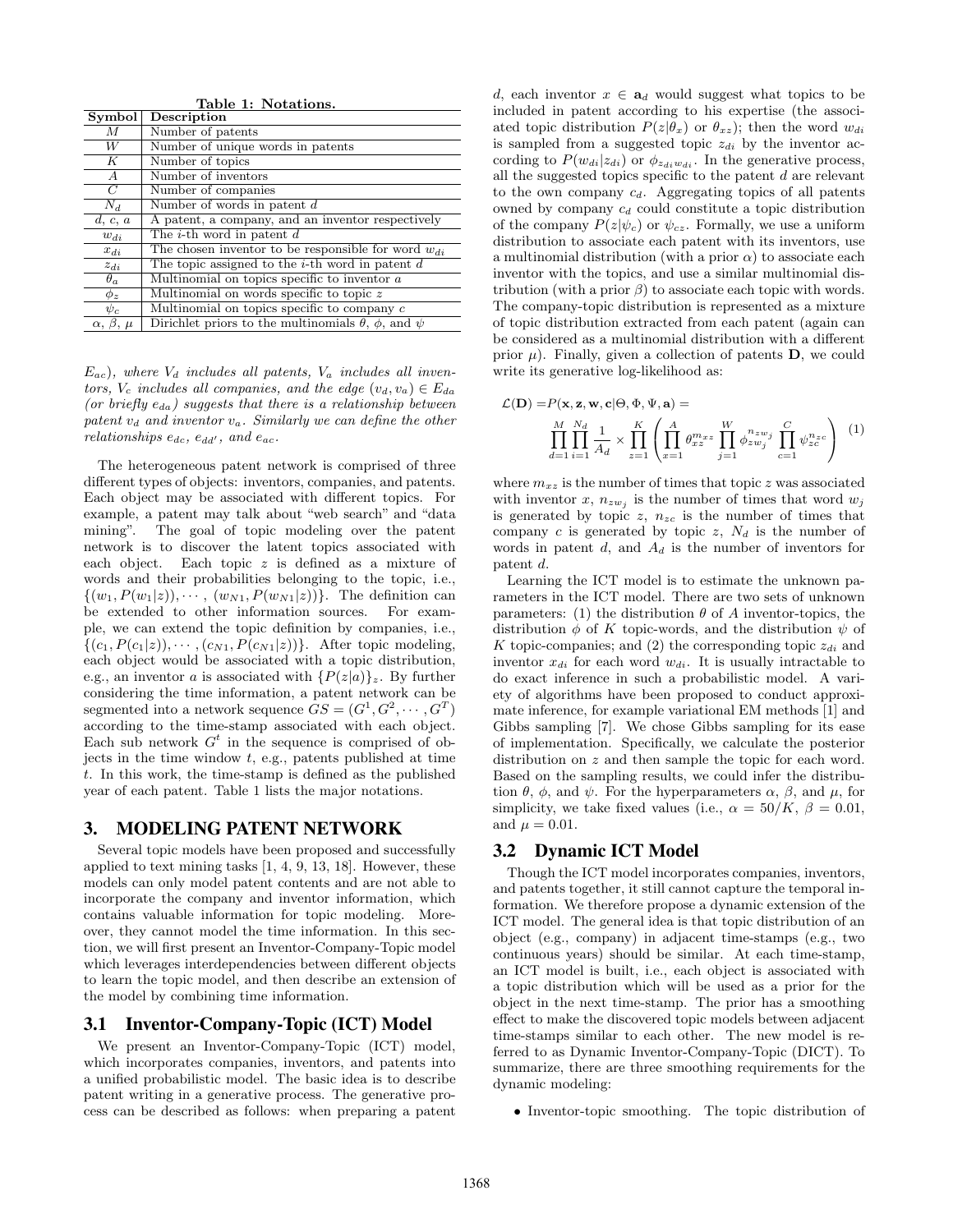**Table 1: Notations.**

| Symbol | Description |
|---|---|
| $M$ | Number of patents |
| $W$ | Number of unique words in patents |
| $K$ | Number of topics |
| $A$ | Number of inventors |
| $C$ | Number of companies |
| $N_d$ | Number of words in patent $d$ |
| $d$, $c$, $a$ | A patent, a company, and an inventor respectively |
| $w_{di}$ | The $i$-th word in patent $d$ |
| $x_{di}$ | The chosen inventor to be responsible for word $w_{di}$ |
| $z_{di}$ | The topic assigned to the $i$-th word in patent $d$ |
| $\theta_a$ | Multinomial on topics specific to inventor $a$ |
| $\phi_z$ | Multinomial on words specific to topic $z$ |
| $\psi_c$ | Multinomial on topics specific to company $c$ |
| $\alpha$, $\beta$, $\mu$ | Dirichlet priors to the multinomials $\theta$, $\phi$, and $\psi$ |

*$E_{ac}$), where $V_d$ includes all patents, $V_a$ includes all inventors, $V_c$ includes all companies, and the edge $(v_d, v_a) \in E_{da}$ (or briefly $e_{da}$) suggests that there is a relationship between patent $v_d$ and inventor $v_a$. Similarly we can define the other relationships $e_{dc}$, $e_{dd'}$, and $e_{ac}$.*

The heterogeneous patent network is comprised of three different types of objects: inventors, companies, and patents. Each object may be associated with different topics. For example, a patent may talk about "web search" and "data mining". The goal of topic modeling over the patent network is to discover the latent topics associated with each object. Each topic $z$ is defined as a mixture of words and their probabilities belonging to the topic, i.e., $\{(w_1, P(w_1|z)), \cdots, (w_{N1}, P(w_{N1}|z))\}$. The definition can be extended to other information sources. For example, we can extend the topic definition by companies, i.e., $\{(c_1, P(c_1|z)), \cdots, (c_{N1}, P(c_{N1}|z))\}$. After topic modeling, each object would be associated with a topic distribution, e.g., an inventor $a$ is associated with $\{P(z|a)\}_z$. By further considering the time information, a patent network can be segmented into a network sequence $GS = (G^1, G^2, \cdots, G^T)$ according to the time-stamp associated with each object. Each sub network $G^t$ in the sequence is comprised of objects in the time window $t$, e.g., patents published at time $t$. In this work, the time-stamp is defined as the published year of each patent. Table 1 lists the major notations.

## 3. MODELING PATENT NETWORK

Several topic models have been proposed and successfully applied to text mining tasks [1, 4, 9, 13, 18]. However, these models can only model patent contents and are not able to incorporate the company and inventor information, which contains valuable information for topic modeling. Moreover, they cannot model the time information. In this section, we will first present an Inventor-Company-Topic model which leverages interdependencies between different objects to learn the topic model, and then describe an extension of the model by combining time information.

### 3.1 Inventor-Company-Topic (ICT) Model

We present an Inventor-Company-Topic (ICT) model, which incorporates companies, inventors, and patents into a unified probabilistic model. The basic idea is to describe patent writing in a generative process. The generative process can be described as follows: when preparing a patent $d$, each inventor $x \in \mathbf{a}_d$ would suggest what topics to be included in patent according to his expertise (the associated topic distribution $P(z|\theta_x)$ or $\theta_{xz}$); then the word $w_{di}$ is sampled from a suggested topic $z_{di}$ by the inventor according to $P(w_{di}|z_{di})$ or $\phi_{z_{di}w_{di}}$. In the generative process, all the suggested topics specific to the patent $d$ are relevant to the own company $c_d$. Aggregating topics of all patents owned by company $c_d$ could constitute a topic distribution of the company $P(z|\psi_c)$ or $\psi_{cz}$. Formally, we use a uniform distribution to associate each patent with its inventors, use a multinomial distribution (with a prior $\alpha$) to associate each inventor with the topics, and use a similar multinomial distribution (with a prior $\beta$) to associate each topic with words. The company-topic distribution is represented as a mixture of topic distribution extracted from each patent (again can be considered as a multinomial distribution with a different prior $\mu$). Finally, given a collection of patents $\mathbf{D}$, we could write its generative log-likelihood as:

$$\mathcal{L}(\mathbf{D}) = P(\mathbf{x}, \mathbf{z}, \mathbf{w}, \mathbf{c}|\Theta, \Phi, \Psi, \mathbf{a}) = \prod_{d=1}^{M}\prod_{i=1}^{N_d}\frac{1}{A_d} \times \prod_{z=1}^{K}\left(\prod_{x=1}^{A}\theta_{xz}^{m_{xz}}\prod_{j=1}^{W}\phi_{zw_j}^{n_{zw_j}}\prod_{c=1}^{C}\psi_{zc}^{n_{zc}}\right) \quad (1)$$

where $m_{xz}$ is the number of times that topic $z$ was associated with inventor $x$, $n_{zw_j}$ is the number of times that word $w_j$ is generated by topic $z$, $n_{zc}$ is the number of times that company $c$ is generated by topic $z$, $N_d$ is the number of words in patent $d$, and $A_d$ is the number of inventors for patent $d$.

Learning the ICT model is to estimate the unknown parameters in the ICT model. There are two sets of unknown parameters: (1) the distribution $\theta$ of $A$ inventor-topics, the distribution $\phi$ of $K$ topic-words, and the distribution $\psi$ of $K$ topic-companies; and (2) the corresponding topic $z_{di}$ and inventor $x_{di}$ for each word $w_{di}$. It is usually intractable to do exact inference in such a probabilistic model. A variety of algorithms have been proposed to conduct approximate inference, for example variational EM methods [1] and Gibbs sampling [7]. We chose Gibbs sampling for its ease of implementation. Specifically, we calculate the posterior distribution on $z$ and then sample the topic for each word. Based on the sampling results, we could infer the distribution $\theta$, $\phi$, and $\psi$. For the hyperparameters $\alpha$, $\beta$, and $\mu$, for simplicity, we take fixed values (i.e., $\alpha = 50/K$, $\beta = 0.01$, and $\mu = 0.01$.

### 3.2 Dynamic ICT Model

Though the ICT model incorporates companies, inventors, and patents together, it still cannot capture the temporal information. We therefore propose a dynamic extension of the ICT model. The general idea is that topic distribution of an object (e.g., company) in adjacent time-stamps (e.g., two continuous years) should be similar. At each time-stamp, an ICT model is built, i.e., each object is associated with a topic distribution which will be used as a prior for the object in the next time-stamp. The prior has a smoothing effect to make the discovered topic models between adjacent time-stamps similar to each other. The new model is referred to as Dynamic Inventor-Company-Topic (DICT). To summarize, there are three smoothing requirements for the dynamic modeling:

- Inventor-topic smoothing. The topic distribution of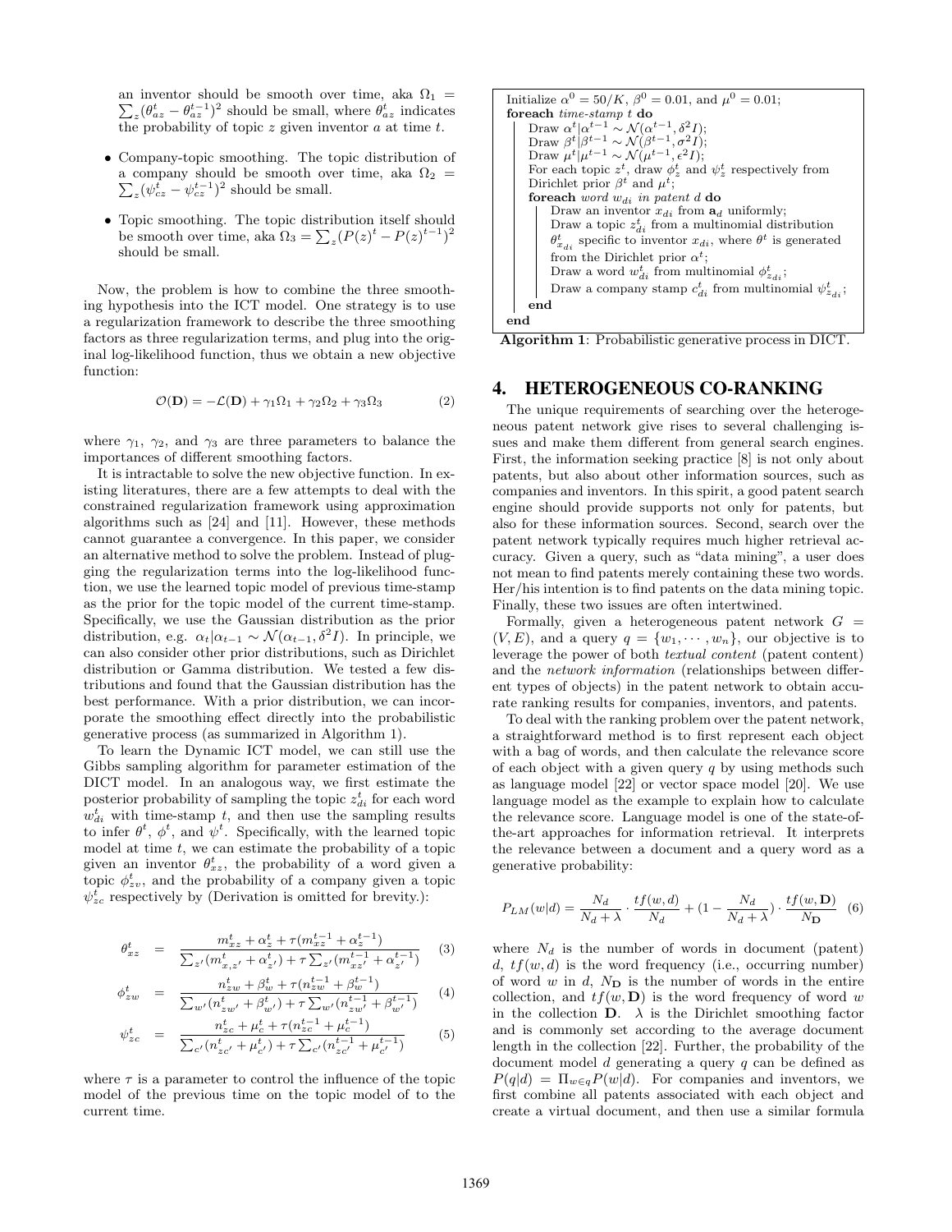an inventor should be smooth over time, aka $\Omega_1 = \sum_z(\theta^t_{az} - \theta^{t-1}_{az})^2$ should be small, where $\theta^t_{az}$ indicates the probability of topic $z$ given inventor $a$ at time $t$.

- Company-topic smoothing. The topic distribution of a company should be smooth over time, aka $\Omega_2 = \sum_z(\psi^t_{cz} - \psi^{t-1}_{cz})^2$ should be small.
- Topic smoothing. The topic distribution itself should be smooth over time, aka $\Omega_3 = \sum_z(P(z)^t - P(z)^{t-1})^2$ should be small.

Now, the problem is how to combine the three smoothing hypothesis into the ICT model. One strategy is to use a regularization framework to describe the three smoothing factors as three regularization terms, and plug into the original log-likelihood function, thus we obtain a new objective function:

$$\mathcal{O}(\mathbf{D}) = -\mathcal{L}(\mathbf{D}) + \gamma_1\Omega_1 + \gamma_2\Omega_2 + \gamma_3\Omega_3 \quad (2)$$

where $\gamma_1$, $\gamma_2$, and $\gamma_3$ are three parameters to balance the importances of different smoothing factors.

It is intractable to solve the new objective function. In existing literatures, there are a few attempts to deal with the constrained regularization framework using approximation algorithms such as [24] and [11]. However, these methods cannot guarantee a convergence. In this paper, we consider an alternative method to solve the problem. Instead of plugging the regularization terms into the log-likelihood function, we use the learned topic model of previous time-stamp as the prior for the topic model of the current time-stamp. Specifically, we use the Gaussian distribution as the prior distribution, e.g. $\alpha_t|\alpha_{t-1} \sim \mathcal{N}(\alpha_{t-1}, \delta^2 I)$. In principle, we can also consider other prior distributions, such as Dirichlet distribution or Gamma distribution. We tested a few distributions and found that the Gaussian distribution has the best performance. With a prior distribution, we can incorporate the smoothing effect directly into the probabilistic generative process (as summarized in Algorithm 1).

To learn the Dynamic ICT model, we can still use the Gibbs sampling algorithm for parameter estimation of the DICT model. In an analogous way, we first estimate the posterior probability of sampling the topic $z^t_{di}$ for each word $w^t_{di}$ with time-stamp $t$, and then use the sampling results to infer $\theta^t$, $\phi^t$, and $\psi^t$. Specifically, with the learned topic model at time $t$, we can estimate the probability of a topic given an inventor $\theta^t_{xz}$, the probability of a word given a topic $\phi^t_{zv}$, and the probability of a company given a topic $\psi^t_{zc}$ respectively by (Derivation is omitted for brevity.):

$$\theta^t_{xz} = \frac{m^t_{xz} + \alpha^t_z + \tau(m^{t-1}_{xz} + \alpha^{t-1}_z)}{\sum_{z'}(m^t_{x,z'} + \alpha^t_{z'}) + \tau\sum_{z'}(m^{t-1}_{xz'} + \alpha^{t-1}_{z'})} \quad (3)$$

$$\phi^t_{zw} = \frac{n^t_{zw} + \beta^t_w + \tau(n^{t-1}_{zw} + \beta^{t-1}_w)}{\sum_{w'}(n^t_{zw'} + \beta^t_{w'}) + \tau\sum_{w'}(n^{t-1}_{zw'} + \beta^{t-1}_{w'})} \quad (4)$$

$$\psi^t_{zc} = \frac{n^t_{zc} + \mu^t_c + \tau(n^{t-1}_{zc} + \mu^{t-1}_c)}{\sum_{c'}(n^t_{zc'} + \mu^t_{c'}) + \tau\sum_{c'}(n^{t-1}_{zc'} + \mu^{t-1}_{c'})} \quad (5)$$

where $\tau$ is a parameter to control the influence of the topic model of the previous time on the topic model of to the current time.

```
Initialize α^0 = 50/K, β^0 = 0.01, and μ^0 = 0.01;
foreach time-stamp t do
    Draw α^t | α^{t-1} ~ N(α^{t-1}, δ^2 I);
    Draw β^t | β^{t-1} ~ N(β^{t-1}, σ^2 I);
    Draw μ^t | μ^{t-1} ~ N(μ^{t-1}, ε^2 I);
    For each topic z^t, draw φ^t_z and ψ^t_z respectively from
    Dirichlet prior β^t and μ^t;
    foreach word w_di in patent d do
        Draw an inventor x_di from a_d uniformly;
        Draw a topic z^t_di from a multinomial distribution
        θ^t_{x_di} specific to inventor x_di, where θ^t is generated
        from the Dirichlet prior α^t;
        Draw a word w^t_di from multinomial φ^t_{z_di};
        Draw a company stamp c^t_di from multinomial ψ^t_{z_di};
    end
end
```

**Algorithm 1**: Probabilistic generative process in DICT.

## 4. HETEROGENEOUS CO-RANKING

The unique requirements of searching over the heterogeneous patent network give rises to several challenging issues and make them different from general search engines. First, the information seeking practice [8] is not only about patents, but also about other information sources, such as companies and inventors. In this spirit, a good patent search engine should provide supports not only for patents, but also for these information sources. Second, search over the patent network typically requires much higher retrieval accuracy. Given a query, such as "data mining", a user does not mean to find patents merely containing these two words. Her/his intention is to find patents on the data mining topic. Finally, these two issues are often intertwined.

Formally, given a heterogeneous patent network $G = (V, E)$, and a query $q = \{w_1, \cdots, w_n\}$, our objective is to leverage the power of both *textual content* (patent content) and the *network information* (relationships between different types of objects) in the patent network to obtain accurate ranking results for companies, inventors, and patents.

To deal with the ranking problem over the patent network, a straightforward method is to first represent each object with a bag of words, and then calculate the relevance score of each object with a given query $q$ by using methods such as language model [22] or vector space model [20]. We use language model as the example to explain how to calculate the relevance score. Language model is one of the state-of-the-art approaches for information retrieval. It interprets the relevance between a document and a query word as a generative probability:

$$P_{LM}(w|d) = \frac{N_d}{N_d + \lambda} \cdot \frac{tf(w,d)}{N_d} + (1 - \frac{N_d}{N_d + \lambda}) \cdot \frac{tf(w,\mathbf{D})}{N_{\mathbf{D}}} \quad (6)$$

where $N_d$ is the number of words in document (patent) $d$, $tf(w, d)$ is the word frequency (i.e., occurring number) of word $w$ in $d$, $N_{\mathbf{D}}$ is the number of words in the entire collection, and $tf(w, \mathbf{D})$ is the word frequency of word $w$ in the collection $\mathbf{D}$. $\lambda$ is the Dirichlet smoothing factor and is commonly set according to the average document length in the collection [22]. Further, the probability of the document model $d$ generating a query $q$ can be defined as $P(q|d) = \Pi_{w \in q} P(w|d)$. For companies and inventors, we first combine all patents associated with each object and create a virtual document, and then use a similar formula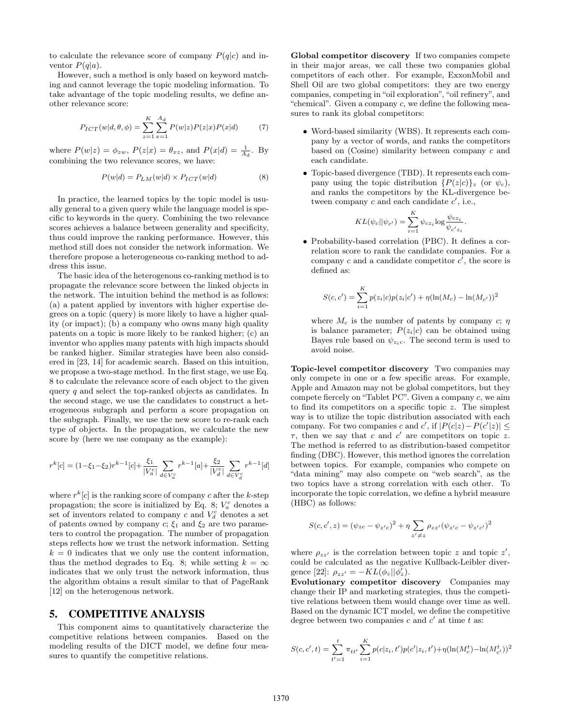to calculate the relevance score of company $P(q|c)$ and inventor $P(q|a)$.

However, such a method is only based on keyword matching and cannot leverage the topic modeling information. To take advantage of the topic modeling results, we define another relevance score:

$$P_{ICT}(w|d,\theta,\phi) = \sum_{z=1}^{K}\sum_{x=1}^{A_d} P(w|z)P(z|x)P(x|d) \qquad (7)$$

where $P(w|z) = \phi_{zw}$, $P(z|x) = \theta_{xz}$, and $P(x|d) = \frac{1}{A_d}$. By combining the two relevance scores, we have:

$$P(w|d) = P_{LM}(w|d) \times P_{ICT}(w|d) \qquad (8)$$

In practice, the learned topics by the topic model is usually general to a given query while the language model is specific to keywords in the query. Combining the two relevance scores achieves a balance between generality and specificity, thus could improve the ranking performance. However, this method still does not consider the network information. We therefore propose a heterogeneous co-ranking method to address this issue.

The basic idea of the heterogenous co-ranking method is to propagate the relevance score between the linked objects in the network. The intuition behind the method is as follows: (a) a patent applied by inventors with higher expertise degrees on a topic (query) is more likely to have a higher quality (or impact); (b) a company who owns many high quality patents on a topic is more likely to be ranked higher; (c) an inventor who applies many patents with high impacts should be ranked higher. Similar strategies have been also considered in [23, 14] for academic search. Based on this intuition, we propose a two-stage method. In the first stage, we use Eq. 8 to calculate the relevance score of each object to the given query $q$ and select the top-ranked objects as candidates. In the second stage, we use the candidates to construct a heterogeneous subgraph and perform a score propagation on the subgraph. Finally, we use the new score to re-rank each type of objects. In the propagation, we calculate the new score by (here we use company as the example):

$$r^k[c] = (1-\xi_1-\xi_2)r^{k-1}[c] + \frac{\xi_1}{|V_a^c|}\sum_{d\in V_a^c} r^{k-1}[a] + \frac{\xi_2}{|V_d^c|}\sum_{d\in V_d^c} r^{k-1}[d]$$

where $r^k[c]$ is the ranking score of company $c$ after the $k$-step propagation; the score is initialized by Eq. 8; $V_a^c$ denotes a set of inventors related to company $c$ and $V_d^c$ denotes a set of patents owned by company $c$; $\xi_1$ and $\xi_2$ are two parameters to control the propagation. The number of propagation steps reflects how we trust the network information. Setting $k = 0$ indicates that we only use the content information, thus the method degrades to Eq. 8; while setting $k = \infty$ indicates that we only trust the network information, thus the algorithm obtains a result similar to that of PageRank [12] on the heterogenous network.

## 5. COMPETITIVE ANALYSIS

This component aims to quantitatively characterize the competitive relations between companies. Based on the modeling results of the DICT model, we define four measures to quantify the competitive relations.

**Global competitor discovery** If two companies compete in their major areas, we call these two companies global competitors of each other. For example, ExxonMobil and Shell Oil are two global competitors: they are two energy companies, competing in "oil exploration", "oil refinery", and "chemical". Given a company $c$, we define the following measures to rank its global competitors:

- Word-based similarity (WBS). It represents each company by a vector of words, and ranks the competitors based on (Cosine) similarity between company $c$ and each candidate.
- Topic-based divergence (TBD). It represents each company using the topic distribution $\{P(z|c)\}_z$ (or $\psi_c$), and ranks the competitors by the KL-divergence between company $c$ and each candidate $c'$, i.e.,

$$KL(\psi_c||\psi_{c'}) = \sum_{i=1}^{K}\psi_{cz_i}\log\frac{\psi_{cz_i}}{\psi_{c'z_i}}.$$

- Probability-based correlation (PBC). It defines a correlation score to rank the candidate companies. For a company $c$ and a candidate competitor $c'$, the score is defined as:

$$S(c,c') = \sum_{i=1}^{K} p(z_i|c)p(z_i|c') + \eta(\ln(M_c) - \ln(M_{c'}))^2$$

where $M_c$ is the number of patents by company $c$; $\eta$ is balance parameter; $P(z_i|c)$ can be obtained using Bayes rule based on $\psi_{z_i c}$. The second term is used to avoid noise.

**Topic-level competitor discovery** Two companies may only compete in one or a few specific areas. For example, Apple and Amazon may not be global competitors, but they compete fiercely on "Tablet PC". Given a company $c$, we aim to find its competitors on a specific topic $z$. The simplest way is to utilize the topic distribution associated with each company. For two companies $c$ and $c'$, if $|P(c|z) - P(c'|z)| \leq \tau$, then we say that $c$ and $c'$ are competitors on topic $z$. The method is referred to as distribution-based competitor finding (DBC). However, this method ignores the correlation between topics. For example, companies who compete on "data mining" may also compete on "web search", as the two topics have a strong correlation with each other. To incorporate the topic correlation, we define a hybrid measure (HBC) as follows:

$$S(c,c',z) = (\psi_{zc} - \psi_{z'c})^2 + \eta\sum_{z'\neq z}\rho_{zz'}(\psi_{z'c} - \psi_{z'c'})^2$$

where $\rho_{zz'}$ is the correlation between topic $z$ and topic $z'$, could be calculated as the negative Kullback-Leibler divergence [22]: $\rho_{zz'} = -KL(\phi_z||\phi_z')$.

**Evolutionary competitor discovery** Companies may change their IP and marketing strategies, thus the competitive relations between them would change over time as well. Based on the dynamic ICT model, we define the competitive degree between two companies $c$ and $c'$ at time $t$ as:

$$S(c,c',t) = \sum_{t'=1}^{t}\pi_{tt'}\sum_{i=1}^{K} p(c|z_i,t')p(c'|z_i,t') + \eta(\ln(M_c^t) - \ln(M_{c'}^t))^2$$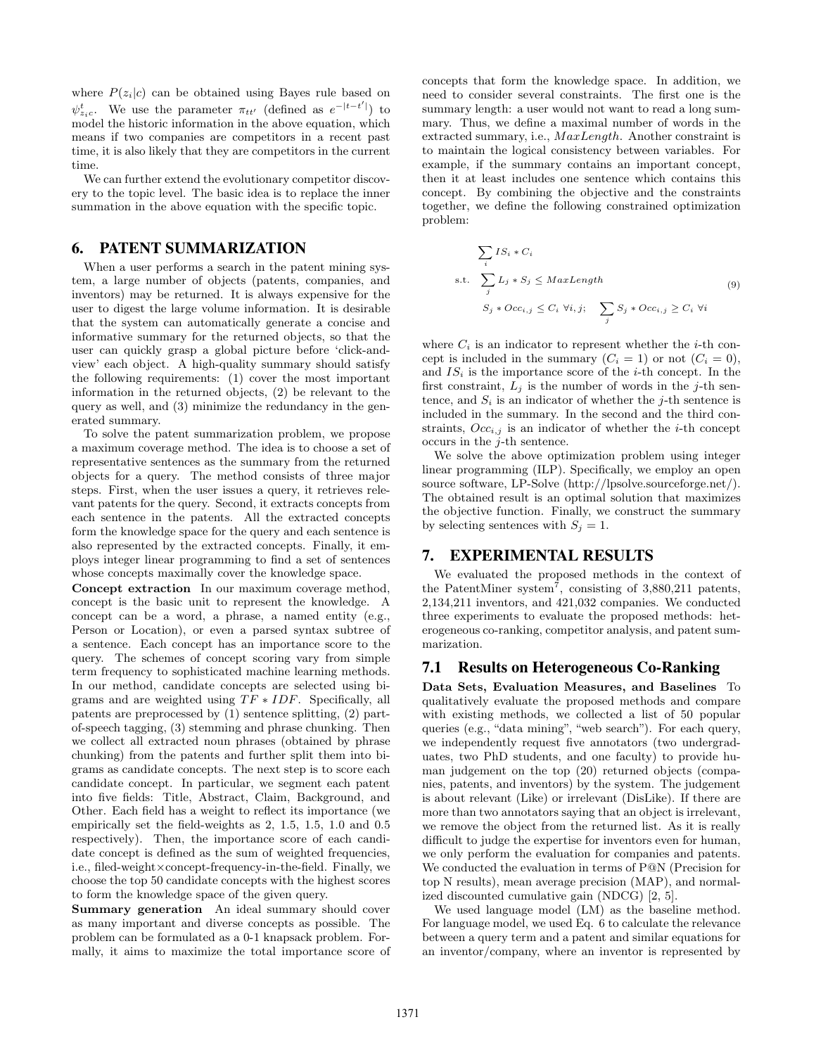where $P(z_i|c)$ can be obtained using Bayes rule based on $\psi^t_{z_i c}$. We use the parameter $\pi_{tt'}$ (defined as $e^{-|t-t'|}$) to model the historic information in the above equation, which means if two companies are competitors in a recent past time, it is also likely that they are competitors in the current time.

We can further extend the evolutionary competitor discovery to the topic level. The basic idea is to replace the inner summation in the above equation with the specific topic.

## 6. PATENT SUMMARIZATION

When a user performs a search in the patent mining system, a large number of objects (patents, companies, and inventors) may be returned. It is always expensive for the user to digest the large volume information. It is desirable that the system can automatically generate a concise and informative summary for the returned objects, so that the user can quickly grasp a global picture before 'click-and-view' each object. A high-quality summary should satisfy the following requirements: (1) cover the most important information in the returned objects, (2) be relevant to the query as well, and (3) minimize the redundancy in the generated summary.

To solve the patent summarization problem, we propose a maximum coverage method. The idea is to choose a set of representative sentences as the summary from the returned objects for a query. The method consists of three major steps. First, when the user issues a query, it retrieves relevant patents for the query. Second, it extracts concepts from each sentence in the patents. All the extracted concepts form the knowledge space for the query and each sentence is also represented by the extracted concepts. Finally, it employs integer linear programming to find a set of sentences whose concepts maximally cover the knowledge space.

**Concept extraction** In our maximum coverage method, concept is the basic unit to represent the knowledge. A concept can be a word, a phrase, a named entity (e.g., Person or Location), or even a parsed syntax subtree of a sentence. Each concept has an importance score to the query. The schemes of concept scoring vary from simple term frequency to sophisticated machine learning methods. In our method, candidate concepts are selected using bigrams and are weighted using $TF * IDF$. Specifically, all patents are preprocessed by (1) sentence splitting, (2) part-of-speech tagging, (3) stemming and phrase chunking. Then we collect all extracted noun phrases (obtained by phrase chunking) from the patents and further split them into bigrams as candidate concepts. The next step is to score each candidate concept. In particular, we segment each patent into five fields: Title, Abstract, Claim, Background, and Other. Each field has a weight to reflect its importance (we empirically set the field-weights as 2, 1.5, 1.5, 1.0 and 0.5 respectively). Then, the importance score of each candidate concept is defined as the sum of weighted frequencies, i.e., filed-weight×concept-frequency-in-the-field. Finally, we choose the top 50 candidate concepts with the highest scores to form the knowledge space of the given query.

**Summary generation** An ideal summary should cover as many important and diverse concepts as possible. The problem can be formulated as a 0-1 knapsack problem. Formally, it aims to maximize the total importance score of concepts that form the knowledge space. In addition, we need to consider several constraints. The first one is the summary length: a user would not want to read a long summary. Thus, we define a maximal number of words in the extracted summary, i.e., $MaxLength$. Another constraint is to maintain the logical consistency between variables. For example, if the summary contains an important concept, then it at least includes one sentence which contains this concept. By combining the objective and the constraints together, we define the following constrained optimization problem:

$$
\begin{aligned}
& \sum_i IS_i * C_i \\
\text{s.t.} \quad & \sum_j L_j * S_j \le MaxLength \\
& S_j * Occ_{i,j} \le C_i \ \forall i,j; \quad \sum_j S_j * Occ_{i,j} \ge C_i \ \forall i
\end{aligned}
\tag{9}
$$

where $C_i$ is an indicator to represent whether the $i$-th concept is included in the summary ($C_i = 1$) or not ($C_i = 0$), and $IS_i$ is the importance score of the $i$-th concept. In the first constraint, $L_j$ is the number of words in the $j$-th sentence, and $S_i$ is an indicator of whether the $j$-th sentence is included in the summary. In the second and the third constraints, $Occ_{i,j}$ is an indicator of whether the $i$-th concept occurs in the $j$-th sentence.

We solve the above optimization problem using integer linear programming (ILP). Specifically, we employ an open source software, LP-Solve (http://lpsolve.sourceforge.net/). The obtained result is an optimal solution that maximizes the objective function. Finally, we construct the summary by selecting sentences with $S_j = 1$.

## 7. EXPERIMENTAL RESULTS

We evaluated the proposed methods in the context of the PatentMiner system[7], consisting of 3,880,211 patents, 2,134,211 inventors, and 421,032 companies. We conducted three experiments to evaluate the proposed methods: heterogeneous co-ranking, competitor analysis, and patent summarization.

### 7.1 Results on Heterogeneous Co-Ranking

**Data Sets, Evaluation Measures, and Baselines** To qualitatively evaluate the proposed methods and compare with existing methods, we collected a list of 50 popular queries (e.g., "data mining", "web search"). For each query, we independently request five annotators (two undergraduates, two PhD students, and one faculty) to provide human judgement on the top (20) returned objects (companies, patents, and inventors) by the system. The judgement is about relevant (Like) or irrelevant (DisLike). If there are more than two annotators saying that an object is irrelevant, we remove the object from the returned list. As it is really difficult to judge the expertise for inventors even for human, we only perform the evaluation for companies and patents. We conducted the evaluation in terms of P@N (Precision for top N results), mean average precision (MAP), and normalized discounted cumulative gain (NDCG) [2, 5].

We used language model (LM) as the baseline method. For language model, we used Eq. 6 to calculate the relevance between a query term and a patent and similar equations for an inventor/company, where an inventor is represented by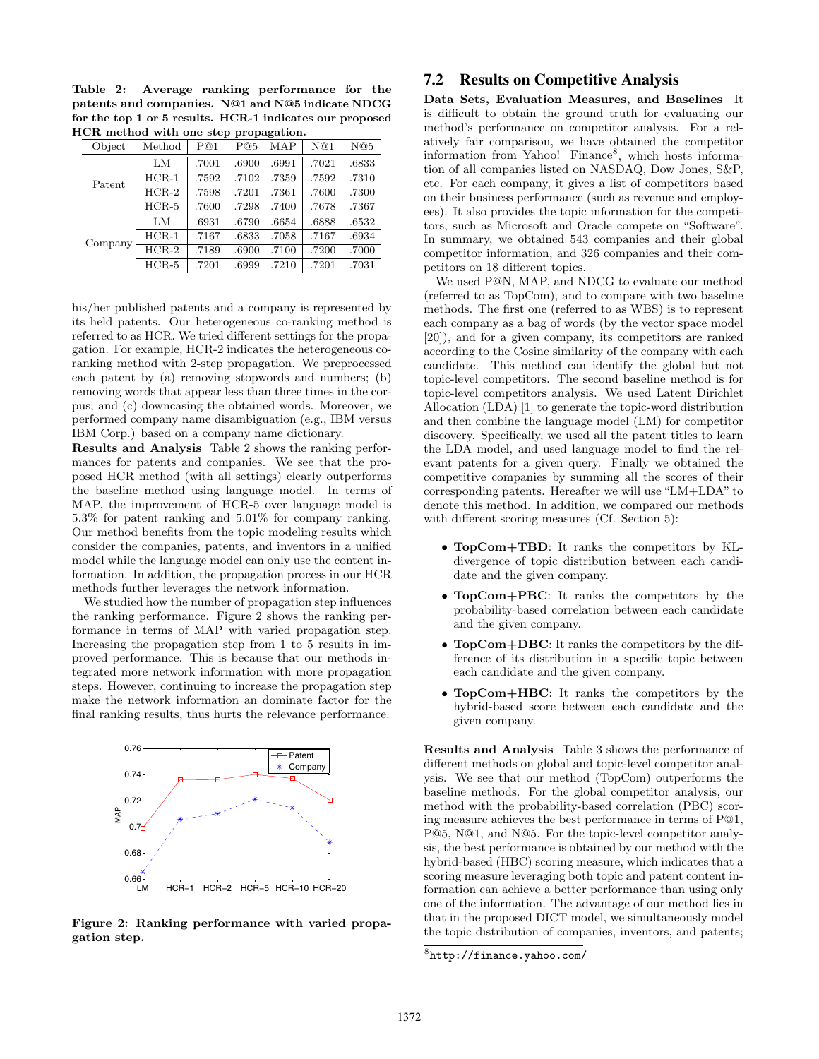**Table 2: Average ranking performance for the patents and companies. N@1 and N@5 indicate NDCG for the top 1 or 5 results. HCR-1 indicates our proposed HCR method with one step propagation.**

| Object | Method | P@1 | P@5 | MAP | N@1 | N@5 |
|---|---|---|---|---|---|---|
| Patent | LM | .7001 | .6900 | .6991 | .7021 | .6833 |
| | HCR-1 | .7592 | .7102 | .7359 | .7592 | .7310 |
| | HCR-2 | .7598 | .7201 | .7361 | .7600 | .7300 |
| | HCR-5 | .7600 | .7298 | .7400 | .7678 | .7367 |
| Company | LM | .6931 | .6790 | .6654 | .6888 | .6532 |
| | HCR-1 | .7167 | .6833 | .7058 | .7167 | .6934 |
| | HCR-2 | .7189 | .6900 | .7100 | .7200 | .7000 |
| | HCR-5 | .7201 | .6999 | .7210 | .7201 | .7031 |

his/her published patents and a company is represented by its held patents. Our heterogeneous co-ranking method is referred to as HCR. We tried different settings for the propagation. For example, HCR-2 indicates the heterogeneous co-ranking method with 2-step propagation. We preprocessed each patent by (a) removing stopwords and numbers; (b) removing words that appear less than three times in the corpus; and (c) downcasing the obtained words. Moreover, we performed company name disambiguation (e.g., IBM versus IBM Corp.) based on a company name dictionary.

**Results and Analysis** Table 2 shows the ranking performances for patents and companies. We see that the proposed HCR method (with all settings) clearly outperforms the baseline method using language model. In terms of MAP, the improvement of HCR-5 over language model is 5.3% for patent ranking and 5.01% for company ranking. Our method benefits from the topic modeling results which consider the companies, patents, and inventors in a unified model while the language model can only use the content information. In addition, the propagation process in our HCR methods further leverages the network information.

We studied how the number of propagation step influences the ranking performance. Figure 2 shows the ranking performance in terms of MAP with varied propagation step. Increasing the propagation step from 1 to 5 results in improved performance. This is because that our methods integrated more network information with more propagation steps. However, continuing to increase the propagation step make the network information an dominate factor for the final ranking results, thus hurts the relevance performance.

**Figure 2: Ranking performance with varied propagation step.**

## 7.2 Results on Competitive Analysis

**Data Sets, Evaluation Measures, and Baselines** It is difficult to obtain the ground truth for evaluating our method's performance on competitor analysis. For a relatively fair comparison, we have obtained the competitor information from Yahoo! Finance[8], which hosts information of all companies listed on NASDAQ, Dow Jones, S&P, etc. For each company, it gives a list of competitors based on their business performance (such as revenue and employees). It also provides the topic information for the competitors, such as Microsoft and Oracle compete on "Software". In summary, we obtained 543 companies and their global competitor information, and 326 companies and their competitors on 18 different topics.

We used P@N, MAP, and NDCG to evaluate our method (referred to as TopCom), and to compare with two baseline methods. The first one (referred to as WBS) is to represent each company as a bag of words (by the vector space model [20]), and for a given company, its competitors are ranked according to the Cosine similarity of the company with each candidate. This method can identify the global but not topic-level competitors. The second baseline method is for topic-level competitors analysis. We used Latent Dirichlet Allocation (LDA) [1] to generate the topic-word distribution and then combine the language model (LM) for competitor discovery. Specifically, we used all the patent titles to learn the LDA model, and used language model to find the relevant patents for a given query. Finally we obtained the competitive companies by summing all the scores of their corresponding patents. Hereafter we will use "LM+LDA" to denote this method. In addition, we compared our methods with different scoring measures (Cf. Section 5):

- **TopCom+TBD**: It ranks the competitors by KL-divergence of topic distribution between each candidate and the given company.
- **TopCom+PBC**: It ranks the competitors by the probability-based correlation between each candidate and the given company.
- **TopCom+DBC**: It ranks the competitors by the difference of its distribution in a specific topic between each candidate and the given company.
- **TopCom+HBC**: It ranks the competitors by the hybrid-based score between each candidate and the given company.

**Results and Analysis** Table 3 shows the performance of different methods on global and topic-level competitor analysis. We see that our method (TopCom) outperforms the baseline methods. For the global competitor analysis, our method with the probability-based correlation (PBC) scoring measure achieves the best performance in terms of P@1, P@5, N@1, and N@5. For the topic-level competitor analysis, the best performance is obtained by our method with the hybrid-based (HBC) scoring measure, which indicates that a scoring measure leveraging both topic and patent content information can achieve a better performance than using only one of the information. The advantage of our method lies in that in the proposed DICT model, we simultaneously model the topic distribution of companies, inventors, and patents;

[8] http://finance.yahoo.com/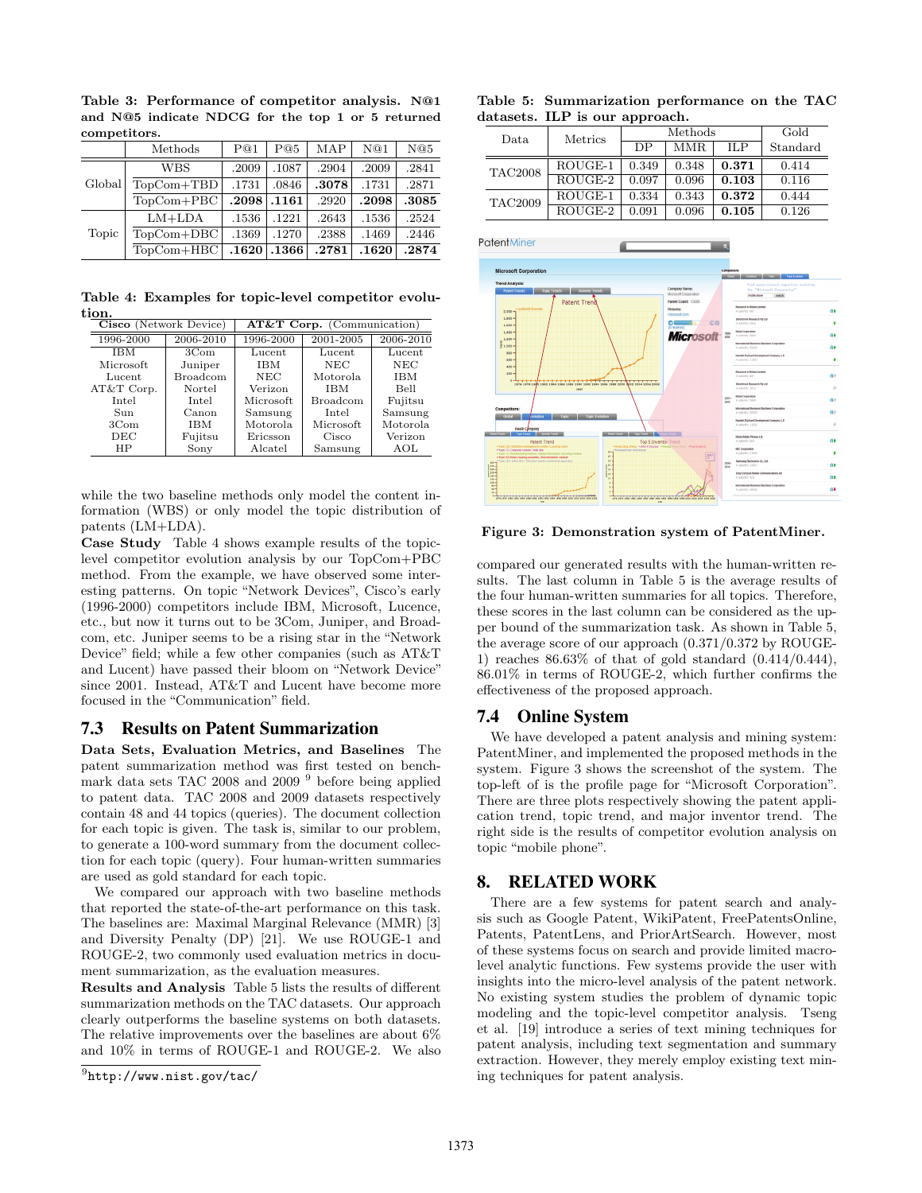**Table 3: Performance of competitor analysis. N@1 and N@5 indicate NDCG for the top 1 or 5 returned competitors.**

| | Methods | P@1 | P@5 | MAP | N@1 | N@5 |
|---|---|---|---|---|---|---|
| Global | WBS | .2009 | .1087 | .2904 | .2009 | .2841 |
| | TopCom+TBD | .1731 | .0846 | **.3078** | .1731 | .2871 |
| | TopCom+PBC | **.2098** | **.1161** | .2920 | **.2098** | **.3085** |
| Topic | LM+LDA | .1536 | .1221 | .2643 | .1536 | .2524 |
| | TopCom+DBC | .1369 | .1270 | .2388 | .1469 | .2446 |
| | TopCom+HBC | **.1620** | **.1366** | **.2781** | **.1620** | **.2874** |

**Table 4: Examples for topic-level competitor evolution.**

| **Cisco** (Network Device) | | **AT&T Corp.** (Communication) | | |
|---|---|---|---|---|
| 1996-2000 | 2006-2010 | 1996-2000 | 2001-2005 | 2006-2010 |
| IBM | 3Com | Lucent | Lucent | Lucent |
| Microsoft | Juniper | IBM | NEC | NEC |
| Lucent | Broadcom | NEC | Motorola | IBM |
| AT&T Corp. | Nortel | Verizon | IBM | Bell |
| Intel | Intel | Microsoft | Broadcom | Fujitsu |
| Sun | Canon | Samsung | Intel | Samsung |
| 3Com | IBM | Motorola | Microsoft | Motorola |
| DEC | Fujitsu | Ericsson | Cisco | Verizon |
| HP | Sony | Alcatel | Samsung | AOL |

while the two baseline methods only model the content information (WBS) or only model the topic distribution of patents (LM+LDA).

**Case Study** Table 4 shows example results of the topic-level competitor evolution analysis by our TopCom+PBC method. From the example, we have observed some interesting patterns. On topic "Network Devices", Cisco's early (1996-2000) competitors include IBM, Microsoft, Lucence, etc., but now it turns out to be 3Com, Juniper, and Broadcom, etc. Juniper seems to be a rising star in the "Network Device" field; while a few other companies (such as AT&T and Lucent) have passed their bloom on "Network Device" since 2001. Instead, AT&T and Lucent have become more focused in the "Communication" field.

### 7.3 Results on Patent Summarization

**Data Sets, Evaluation Metrics, and Baselines** The patent summarization method was first tested on benchmark data sets TAC 2008 and 2009 [9] before being applied to patent data. TAC 2008 and 2009 datasets respectively contain 48 and 44 topics (queries). The document collection for each topic is given. The task is, similar to our problem, to generate a 100-word summary from the document collection for each topic (query). Four human-written summaries are used as gold standard for each topic.

We compared our approach with two baseline methods that reported the state-of-the-art performance on this task. The baselines are: Maximal Marginal Relevance (MMR) [3] and Diversity Penalty (DP) [21]. We use ROUGE-1 and ROUGE-2, two commonly used evaluation metrics in document summarization, as the evaluation measures.

**Results and Analysis** Table 5 lists the results of different summarization methods on the TAC datasets. Our approach clearly outperforms the baseline systems on both datasets. The relative improvements over the baselines are about 6% and 10% in terms of ROUGE-1 and ROUGE-2. We also compared our generated results with the human-written results. The last column in Table 5 is the average results of the four human-written summaries for all topics. Therefore, these scores in the last column can be considered as the upper bound of the summarization task. As shown in Table 5, the average score of our approach (0.371/0.372 by ROUGE-1) reaches 86.63% of that of gold standard (0.414/0.444), 86.01% in terms of ROUGE-2, which further confirms the effectiveness of the proposed approach.

[9]http://www.nist.gov/tac/

**Table 5: Summarization performance on the TAC datasets. ILP is our approach.**

| Data | Metrics | Methods | | | Gold Standard |
|---|---|---|---|---|---|
| | | DP | MMR | ILP | |
| TAC2008 | ROUGE-1 | 0.349 | 0.348 | **0.371** | 0.414 |
| | ROUGE-2 | 0.097 | 0.096 | **0.103** | 0.116 |
| TAC2009 | ROUGE-1 | 0.334 | 0.343 | **0.372** | 0.444 |
| | ROUGE-2 | 0.091 | 0.096 | **0.105** | 0.126 |

**Figure 3: Demonstration system of PatentMiner.**

### 7.4 Online System

We have developed a patent analysis and mining system: PatentMiner, and implemented the proposed methods in the system. Figure 3 shows the screenshot of the system. The top-left of is the profile page for "Microsoft Corporation". There are three plots respectively showing the patent application trend, topic trend, and major inventor trend. The right side is the results of competitor evolution analysis on topic "mobile phone".

## 8. RELATED WORK

There are a few systems for patent search and analysis such as Google Patent, WikiPatent, FreePatentsOnline, Patents, PatentLens, and PriorArtSearch. However, most of these systems focus on search and provide limited macro-level analytic functions. Few systems provide the user with insights into the micro-level analysis of the patent network. No existing system studies the problem of dynamic topic modeling and the topic-level competitor analysis. Tseng et al. [19] introduce a series of text mining techniques for patent analysis, including text segmentation and summary extraction. However, they merely employ existing text mining techniques for patent analysis.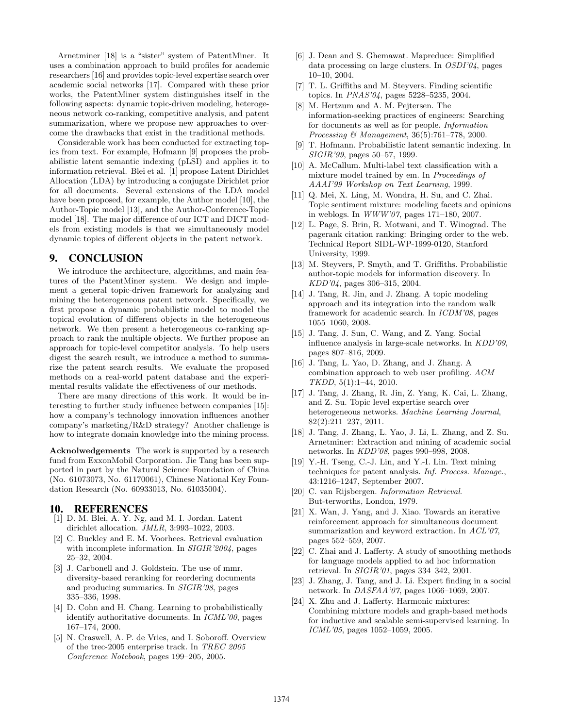Arnetminer [18] is a "sister" system of PatentMiner. It uses a combination approach to build profiles for academic researchers [16] and provides topic-level expertise search over academic social networks [17]. Compared with these prior works, the PatentMiner system distinguishes itself in the following aspects: dynamic topic-driven modeling, heterogeneous network co-ranking, competitive analysis, and patent summarization, where we propose new approaches to overcome the drawbacks that exist in the traditional methods.

Considerable work has been conducted for extracting topics from text. For example, Hofmann [9] proposes the probabilistic latent semantic indexing (pLSI) and applies it to information retrieval. Blei et al. [1] propose Latent Dirichlet Allocation (LDA) by introducing a conjugate Dirichlet prior for all documents. Several extensions of the LDA model have been proposed, for example, the Author model [10], the Author-Topic model [13], and the Author-Conference-Topic model [18]. The major difference of our ICT and DICT models from existing models is that we simultaneously model dynamic topics of different objects in the patent network.

## 9. CONCLUSION

We introduce the architecture, algorithms, and main features of the PatentMiner system. We design and implement a general topic-driven framework for analyzing and mining the heterogeneous patent network. Specifically, we first propose a dynamic probabilistic model to model the topical evolution of different objects in the heterogeneous network. We then present a heterogeneous co-ranking approach to rank the multiple objects. We further propose an approach for topic-level competitor analysis. To help users digest the search result, we introduce a method to summarize the patent search results. We evaluate the proposed methods on a real-world patent database and the experimental results validate the effectiveness of our methods.

There are many directions of this work. It would be interesting to further study influence between companies [15]: how a company's technology innovation influences another company's marketing/R&D strategy? Another challenge is how to integrate domain knowledge into the mining process.

**Acknolwedgements** The work is supported by a research fund from ExxonMobil Corporation. Jie Tang has been supported in part by the Natural Science Foundation of China (No. 61073073, No. 61170061), Chinese National Key Foundation Research (No. 60933013, No. 61035004).

## 10. REFERENCES

[1] D. M. Blei, A. Y. Ng, and M. I. Jordan. Latent dirichlet allocation. *JMLR*, 3:993–1022, 2003.

[2] C. Buckley and E. M. Voorhees. Retrieval evaluation with incomplete information. In *SIGIR'2004*, pages 25–32, 2004.

[3] J. Carbonell and J. Goldstein. The use of mmr, diversity-based reranking for reordering documents and producing summaries. In *SIGIR'98*, pages 335–336, 1998.

[4] D. Cohn and H. Chang. Learning to probabilistically identify authoritative documents. In *ICML'00*, pages 167–174, 2000.

[5] N. Craswell, A. P. de Vries, and I. Soboroff. Overview of the trec-2005 enterprise track. In *TREC 2005 Conference Notebook*, pages 199–205, 2005.

[6] J. Dean and S. Ghemawat. Mapreduce: Simplified data processing on large clusters. In *OSDI'04*, pages 10–10, 2004.

[7] T. L. Griffiths and M. Steyvers. Finding scientific topics. In *PNAS'04*, pages 5228–5235, 2004.

[8] M. Hertzum and A. M. Pejtersen. The information-seeking practices of engineers: Searching for documents as well as for people. *Information Processing & Management*, 36(5):761–778, 2000.

[9] T. Hofmann. Probabilistic latent semantic indexing. In *SIGIR'99*, pages 50–57, 1999.

[10] A. McCallum. Multi-label text classification with a mixture model trained by em. In *Proceedings of AAAI'99 Workshop on Text Learning*, 1999.

[11] Q. Mei, X. Ling, M. Wondra, H. Su, and C. Zhai. Topic sentiment mixture: modeling facets and opinions in weblogs. In *WWW'07*, pages 171–180, 2007.

[12] L. Page, S. Brin, R. Motwani, and T. Winograd. The pagerank citation ranking: Bringing order to the web. Technical Report SIDL-WP-1999-0120, Stanford University, 1999.

[13] M. Steyvers, P. Smyth, and T. Griffiths. Probabilistic author-topic models for information discovery. In *KDD'04*, pages 306–315, 2004.

[14] J. Tang, R. Jin, and J. Zhang. A topic modeling approach and its integration into the random walk framework for academic search. In *ICDM'08*, pages 1055–1060, 2008.

[15] J. Tang, J. Sun, C. Wang, and Z. Yang. Social influence analysis in large-scale networks. In *KDD'09*, pages 807–816, 2009.

[16] J. Tang, L. Yao, D. Zhang, and J. Zhang. A combination approach to web user profiling. *ACM TKDD*, 5(1):1–44, 2010.

[17] J. Tang, J. Zhang, R. Jin, Z. Yang, K. Cai, L. Zhang, and Z. Su. Topic level expertise search over heterogeneous networks. *Machine Learning Journal*, 82(2):211–237, 2011.

[18] J. Tang, J. Zhang, L. Yao, J. Li, L. Zhang, and Z. Su. Arnetminer: Extraction and mining of academic social networks. In *KDD'08*, pages 990–998, 2008.

[19] Y.-H. Tseng, C.-J. Lin, and Y.-I. Lin. Text mining techniques for patent analysis. *Inf. Process. Manage.*, 43:1216–1247, September 2007.

[20] C. van Rijsbergen. *Information Retrieval*. But-terworths, London, 1979.

[21] X. Wan, J. Yang, and J. Xiao. Towards an iterative reinforcement approach for simultaneous document summarization and keyword extraction. In *ACL'07*, pages 552–559, 2007.

[22] C. Zhai and J. Lafferty. A study of smoothing methods for language models applied to ad hoc information retrieval. In *SIGIR'01*, pages 334–342, 2001.

[23] J. Zhang, J. Tang, and J. Li. Expert finding in a social network. In *DASFAA'07*, pages 1066–1069, 2007.

[24] X. Zhu and J. Lafferty. Harmonic mixtures: Combining mixture models and graph-based methods for inductive and scalable semi-supervised learning. In *ICML'05*, pages 1052–1059, 2005.